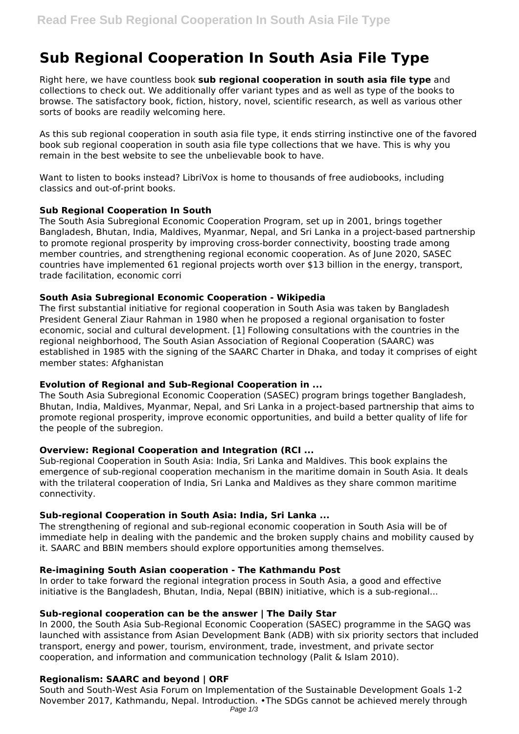# Sub Regional Cooperation In South Asia File Type

Right here, we have countless book **sub regional cooperation in south asia file type** and collections to check out. We additionally offer variant types and as well as type of the books to browse. The satisfactory book, fiction, history, novel, scientific research, as well as various other sorts of books are readily welcoming here.

As this sub regional cooperation in south asia file type, it ends stirring instinctive one of the favored book sub regional cooperation in south asia file type collections that we have. This is why you remain in the best website to see the unbelievable book to have.

Want to listen to books instead? LibriVox is home to thousands of free audiobooks, including classics and out-of-print books.

### Sub Regional Cooperation In South

The South Asia Subregional Economic Cooperation Program, set up in 2001, brings together Bangladesh, Bhutan, India, Maldives, Myanmar, Nepal, and Sri Lanka in a project-based partnership to promote regional prosperity by improving cross-border connectivity, boosting trade among member countries, and strengthening regional economic cooperation. As of June 2020, SASEC countries have implemented 61 regional projects worth over $13 billion in the energy, transport, trade facilitation, economic corri

### South Asia Subregional Economic Cooperation - Wikipedia

The first substantial initiative for regional cooperation in South Asia was taken by Bangladesh President General Ziaur Rahman in 1980 when he proposed a regional organisation to foster economic, social and cultural development. [1] Following consultations with the countries in the regional neighborhood, The South Asian Association of Regional Cooperation (SAARC) was established in 1985 with the signing of the SAARC Charter in Dhaka, and today it comprises of eight member states: Afghanistan

### Evolution of Regional and Sub-Regional Cooperation in ...

The South Asia Subregional Economic Cooperation (SASEC) program brings together Bangladesh, Bhutan, India, Maldives, Myanmar, Nepal, and Sri Lanka in a project-based partnership that aims to promote regional prosperity, improve economic opportunities, and build a better quality of life for the people of the subregion.

### Overview: Regional Cooperation and Integration (RCI ...

Sub-regional Cooperation in South Asia: India, Sri Lanka and Maldives. This book explains the emergence of sub-regional cooperation mechanism in the maritime domain in South Asia. It deals with the trilateral cooperation of India, Sri Lanka and Maldives as they share common maritime connectivity.

### Sub-regional Cooperation in South Asia: India, Sri Lanka ...

The strengthening of regional and sub-regional economic cooperation in South Asia will be of immediate help in dealing with the pandemic and the broken supply chains and mobility caused by it. SAARC and BBIN members should explore opportunities among themselves.

### Re-imagining South Asian cooperation - The Kathmandu Post

In order to take forward the regional integration process in South Asia, a good and effective initiative is the Bangladesh, Bhutan, India, Nepal (BBIN) initiative, which is a sub-regional...

### Sub-regional cooperation can be the answer | The Daily Star

In 2000, the South Asia Sub-Regional Economic Cooperation (SASEC) programme in the SAGQ was launched with assistance from Asian Development Bank (ADB) with six priority sectors that included transport, energy and power, tourism, environment, trade, investment, and private sector cooperation, and information and communication technology (Palit & Islam 2010).

### Regionalism: SAARC and beyond | ORF

South and South-West Asia Forum on Implementation of the Sustainable Development Goals 1-2 November 2017, Kathmandu, Nepal. Introduction. •The SDGs cannot be achieved merely through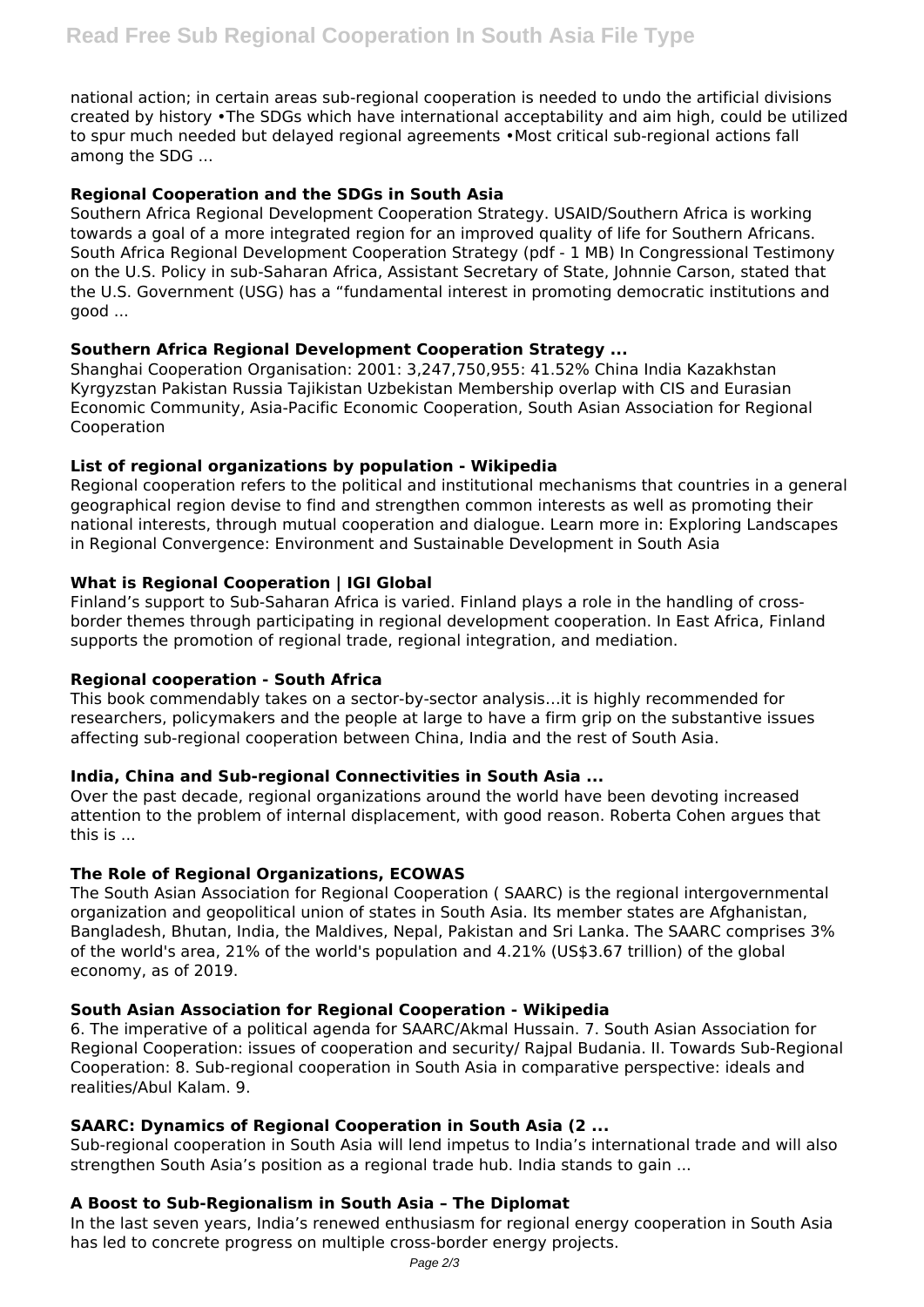national action; in certain areas sub-regional cooperation is needed to undo the artificial divisions created by history •The SDGs which have international acceptability and aim high, could be utilized to spur much needed but delayed regional agreements •Most critical sub-regional actions fall among the SDG ...

### Regional Cooperation and the SDGs in South Asia

Southern Africa Regional Development Cooperation Strategy. USAID/Southern Africa is working towards a goal of a more integrated region for an improved quality of life for Southern Africans. South Africa Regional Development Cooperation Strategy (pdf - 1 MB) In Congressional Testimony on the U.S. Policy in sub-Saharan Africa, Assistant Secretary of State, Johnnie Carson, stated that the U.S. Government (USG) has a "fundamental interest in promoting democratic institutions and good ...

### Southern Africa Regional Development Cooperation Strategy ...

Shanghai Cooperation Organisation: 2001: 3,247,750,955: 41.52% China India Kazakhstan Kyrgyzstan Pakistan Russia Tajikistan Uzbekistan Membership overlap with CIS and Eurasian Economic Community, Asia-Pacific Economic Cooperation, South Asian Association for Regional Cooperation

### List of regional organizations by population - Wikipedia

Regional cooperation refers to the political and institutional mechanisms that countries in a general geographical region devise to find and strengthen common interests as well as promoting their national interests, through mutual cooperation and dialogue. Learn more in: Exploring Landscapes in Regional Convergence: Environment and Sustainable Development in South Asia

### What is Regional Cooperation | IGI Global

Finland's support to Sub-Saharan Africa is varied. Finland plays a role in the handling of cross-border themes through participating in regional development cooperation. In East Africa, Finland supports the promotion of regional trade, regional integration, and mediation.

### Regional cooperation - South Africa

This book commendably takes on a sector-by-sector analysis…it is highly recommended for researchers, policymakers and the people at large to have a firm grip on the substantive issues affecting sub-regional cooperation between China, India and the rest of South Asia.

### India, China and Sub-regional Connectivities in South Asia ...

Over the past decade, regional organizations around the world have been devoting increased attention to the problem of internal displacement, with good reason. Roberta Cohen argues that this is ...

### The Role of Regional Organizations, ECOWAS

The South Asian Association for Regional Cooperation ( SAARC) is the regional intergovernmental organization and geopolitical union of states in South Asia. Its member states are Afghanistan, Bangladesh, Bhutan, India, the Maldives, Nepal, Pakistan and Sri Lanka. The SAARC comprises 3% of the world's area, 21% of the world's population and 4.21% (US$3.67 trillion) of the global economy, as of 2019.

### South Asian Association for Regional Cooperation - Wikipedia

6. The imperative of a political agenda for SAARC/Akmal Hussain. 7. South Asian Association for Regional Cooperation: issues of cooperation and security/ Rajpal Budania. II. Towards Sub-Regional Cooperation: 8. Sub-regional cooperation in South Asia in comparative perspective: ideals and realities/Abul Kalam. 9.

### SAARC: Dynamics of Regional Cooperation in South Asia (2 ...

Sub-regional cooperation in South Asia will lend impetus to India's international trade and will also strengthen South Asia's position as a regional trade hub. India stands to gain ...

### A Boost to Sub-Regionalism in South Asia – The Diplomat

In the last seven years, India's renewed enthusiasm for regional energy cooperation in South Asia has led to concrete progress on multiple cross-border energy projects.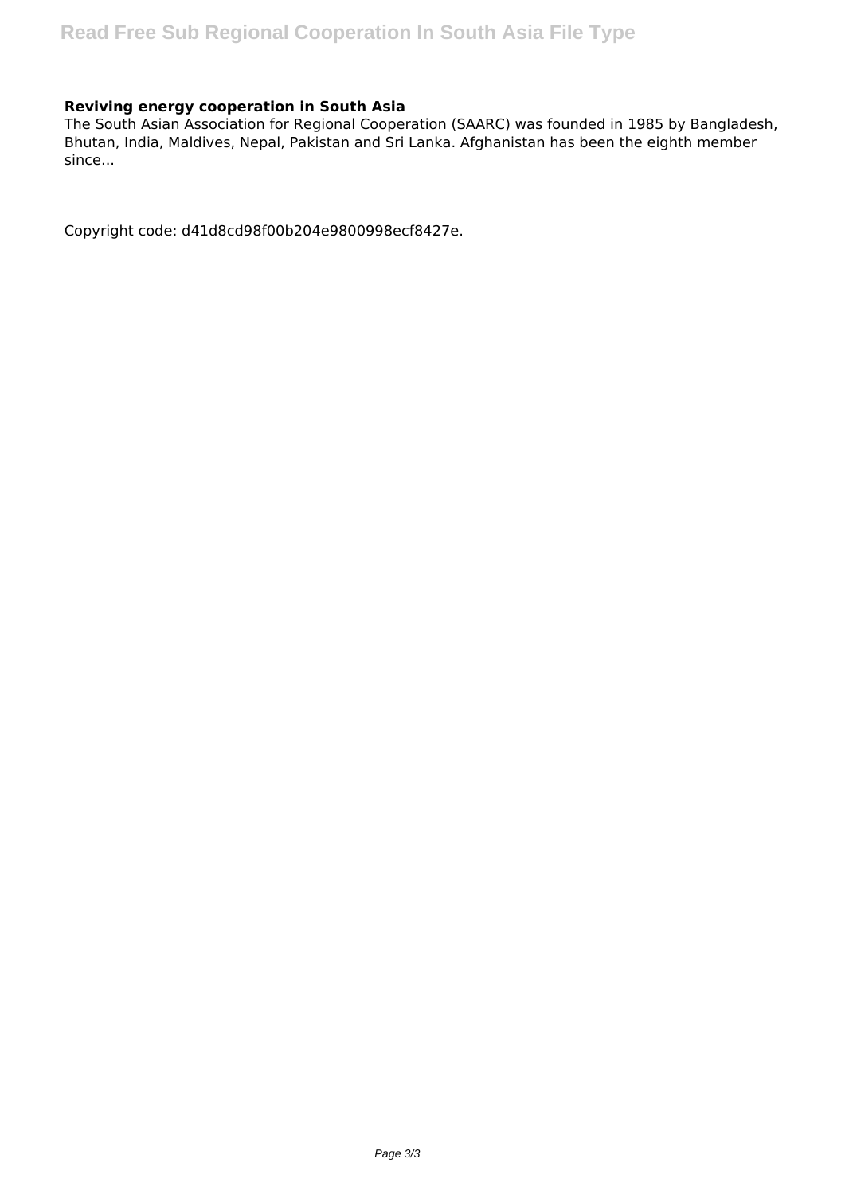**Reviving energy cooperation in South Asia**

The South Asian Association for Regional Cooperation (SAARC) was founded in 1985 by Bangladesh, Bhutan, India, Maldives, Nepal, Pakistan and Sri Lanka. Afghanistan has been the eighth member since...

Copyright code: d41d8cd98f00b204e9800998ecf8427e.